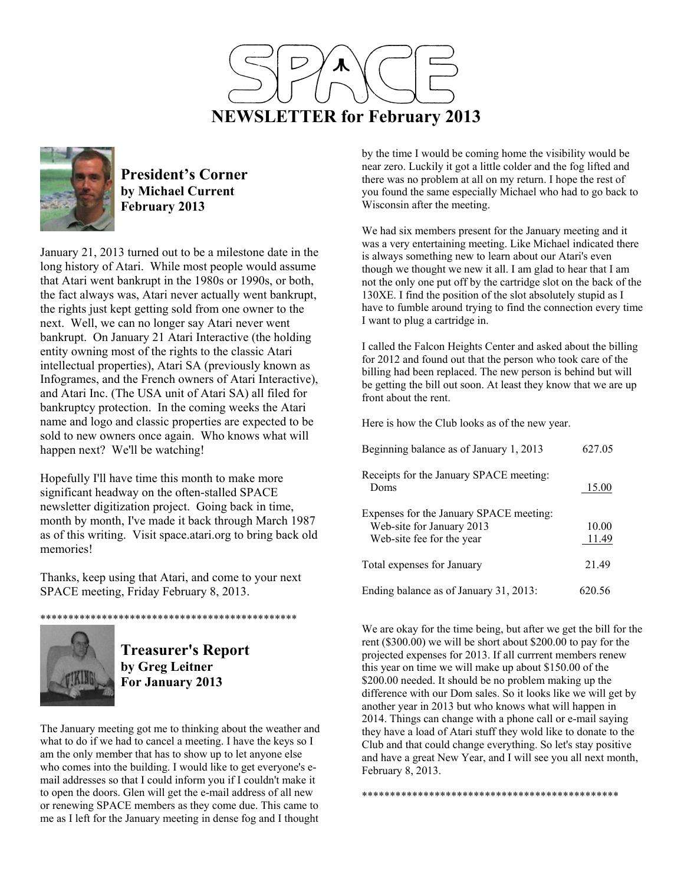# SPACE

# NEWSLETTER for February 2013

## President's Corner

**by Michael Current**
**February 2013**

January 21, 2013 turned out to be a milestone date in the long history of Atari. While most people would assume that Atari went bankrupt in the 1980s or 1990s, or both, the fact always was, Atari never actually went bankrupt, the rights just kept getting sold from one owner to the next. Well, we can no longer say Atari never went bankrupt. On January 21 Atari Interactive (the holding entity owning most of the rights to the classic Atari intellectual properties), Atari SA (previously known as Infogrames, and the French owners of Atari Interactive), and Atari Inc. (The USA unit of Atari SA) all filed for bankruptcy protection. In the coming weeks the Atari name and logo and classic properties are expected to be sold to new owners once again. Who knows what will happen next? We'll be watching!

Hopefully I'll have time this month to make more significant headway on the often-stalled SPACE newsletter digitization project. Going back in time, month by month, I've made it back through March 1987 as of this writing. Visit space.atari.org to bring back old memories!

Thanks, keep using that Atari, and come to your next SPACE meeting, Friday February 8, 2013.

**********************************************

## Treasurer's Report

**by Greg Leitner**
**For January 2013**

The January meeting got me to thinking about the weather and what to do if we had to cancel a meeting. I have the keys so I am the only member that has to show up to let anyone else who comes into the building. I would like to get everyone's e-mail addresses so that I could inform you if I couldn't make it to open the doors. Glen will get the e-mail address of all new or renewing SPACE members as they come due. This came to me as I left for the January meeting in dense fog and I thought by the time I would be coming home the visibility would be near zero. Luckily it got a little colder and the fog lifted and there was no problem at all on my return. I hope the rest of you found the same especially Michael who had to go back to Wisconsin after the meeting.

We had six members present for the January meeting and it was a very entertaining meeting. Like Michael indicated there is always something new to learn about our Atari's even though we thought we new it all. I am glad to hear that I am not the only one put off by the cartridge slot on the back of the 130XE. I find the position of the slot absolutely stupid as I have to fumble around trying to find the connection every time I want to plug a cartridge in.

I called the Falcon Heights Center and asked about the billing for 2012 and found out that the person who took care of the billing had been replaced. The new person is behind but will be getting the bill out soon. At least they know that we are up front about the rent.

Here is how the Club looks as of the new year.

| | |
|---|---|
| Beginning balance as of January 1, 2013 | 627.05 |
| Receipts for the January SPACE meeting: | |
| Doms | 15.00 |
| Expenses for the January SPACE meeting: | |
| Web-site for January 2013 | 10.00 |
| Web-site fee for the year | 11.49 |
| Total expenses for January | 21.49 |
| Ending balance as of January 31, 2013: | 620.56 |

We are okay for the time being, but after we get the bill for the rent ($300.00) we will be short about $200.00 to pay for the projected expenses for 2013. If all currrent members renew this year on time we will make up about $150.00 of the $200.00 needed. It should be no problem making up the difference with our Dom sales. So it looks like we will get by another year in 2013 but who knows what will happen in 2014. Things can change with a phone call or e-mail saying they have a load of Atari stuff they wold like to donate to the Club and that could change everything. So let's stay positive and have a great New Year, and I will see you all next month, February 8, 2013.

**********************************************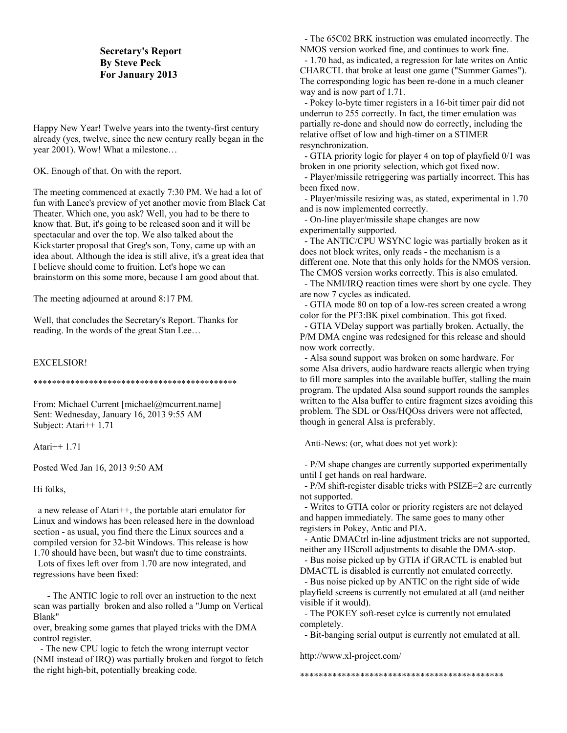**Secretary's Report**
**By Steve Peck**
**For January 2013**

Happy New Year! Twelve years into the twenty-first century already (yes, twelve, since the new century really began in the year 2001). Wow! What a milestone…

OK. Enough of that. On with the report.

The meeting commenced at exactly 7:30 PM. We had a lot of fun with Lance's preview of yet another movie from Black Cat Theater. Which one, you ask? Well, you had to be there to know that. But, it's going to be released soon and it will be spectacular and over the top. We also talked about the Kickstarter proposal that Greg's son, Tony, came up with an idea about. Although the idea is still alive, it's a great idea that I believe should come to fruition. Let's hope we can brainstorm on this some more, because I am good about that.

The meeting adjourned at around 8:17 PM.

Well, that concludes the Secretary's Report. Thanks for reading. In the words of the great Stan Lee…

EXCELSIOR!

*********************************************

From: Michael Current [michael@mcurrent.name]
Sent: Wednesday, January 16, 2013 9:55 AM
Subject: Atari++ 1.71

Atari++ 1.71

Posted Wed Jan 16, 2013 9:50 AM

Hi folks,

a new release of Atari++, the portable atari emulator for Linux and windows has been released here in the download section - as usual, you find there the Linux sources and a compiled version for 32-bit Windows. This release is how 1.70 should have been, but wasn't due to time constraints.
Lots of fixes left over from 1.70 are now integrated, and regressions have been fixed:

- The ANTIC logic to roll over an instruction to the next scan was partially broken and also rolled a "Jump on Vertical Blank" over, breaking some games that played tricks with the DMA control register.
- The new CPU logic to fetch the wrong interrupt vector (NMI instead of IRQ) was partially broken and forgot to fetch the right high-bit, potentially breaking code.
- The 65C02 BRK instruction was emulated incorrectly. The NMOS version worked fine, and continues to work fine.
- 1.70 had, as indicated, a regression for late writes on Antic CHARCTL that broke at least one game ("Summer Games"). The corresponding logic has been re-done in a much cleaner way and is now part of 1.71.
- Pokey lo-byte timer registers in a 16-bit timer pair did not underrun to 255 correctly. In fact, the timer emulation was partially re-done and should now do correctly, including the relative offset of low and high-timer on a STIMER resynchronization.
- GTIA priority logic for player 4 on top of playfield 0/1 was broken in one priority selection, which got fixed now.
- Player/missile retriggering was partially incorrect. This has been fixed now.
- Player/missile resizing was, as stated, experimental in 1.70 and is now implemented correctly.
- On-line player/missile shape changes are now experimentally supported.
- The ANTIC/CPU WSYNC logic was partially broken as it does not block writes, only reads - the mechanism is a different one. Note that this only holds for the NMOS version. The CMOS version works correctly. This is also emulated.
- The NMI/IRQ reaction times were short by one cycle. They are now 7 cycles as indicated.
- GTIA mode 80 on top of a low-res screen created a wrong color for the PF3:BK pixel combination. This got fixed.
- GTIA VDelay support was partially broken. Actually, the P/M DMA engine was redesigned for this release and should now work correctly.
- Alsa sound support was broken on some hardware. For some Alsa drivers, audio hardware reacts allergic when trying to fill more samples into the available buffer, stalling the main program. The updated Alsa sound support rounds the samples written to the Alsa buffer to entire fragment sizes avoiding this problem. The SDL or Oss/HQOss drivers were not affected, though in general Alsa is preferably.

Anti-News: (or, what does not yet work):

- P/M shape changes are currently supported experimentally until I get hands on real hardware.
- P/M shift-register disable tricks with PSIZE=2 are currently not supported.
- Writes to GTIA color or priority registers are not delayed and happen immediately. The same goes to many other registers in Pokey, Antic and PIA.
- Antic DMACtrl in-line adjustment tricks are not supported, neither any HScroll adjustments to disable the DMA-stop.
- Bus noise picked up by GTIA if GRACTL is enabled but DMACTL is disabled is currently not emulated correctly.
- Bus noise picked up by ANTIC on the right side of wide playfield screens is currently not emulated at all (and neither visible if it would).
- The POKEY soft-reset cylce is currently not emulated completely.
- Bit-banging serial output is currently not emulated at all.

http://www.xl-project.com/

********************************************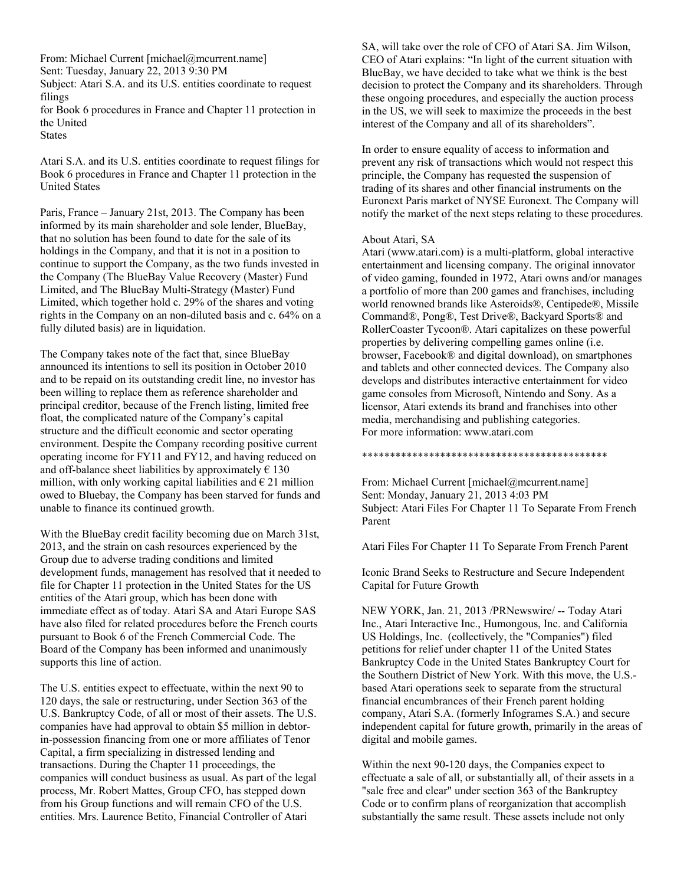From: Michael Current [michael@mcurrent.name]
Sent: Tuesday, January 22, 2013 9:30 PM
Subject: Atari S.A. and its U.S. entities coordinate to request filings
for Book 6 procedures in France and Chapter 11 protection in the United
States

Atari S.A. and its U.S. entities coordinate to request filings for Book 6 procedures in France and Chapter 11 protection in the United States

Paris, France – January 21st, 2013. The Company has been informed by its main shareholder and sole lender, BlueBay, that no solution has been found to date for the sale of its holdings in the Company, and that it is not in a position to continue to support the Company, as the two funds invested in the Company (The BlueBay Value Recovery (Master) Fund Limited, and The BlueBay Multi-Strategy (Master) Fund Limited, which together hold c. 29% of the shares and voting rights in the Company on an non-diluted basis and c. 64% on a fully diluted basis) are in liquidation.

The Company takes note of the fact that, since BlueBay announced its intentions to sell its position in October 2010 and to be repaid on its outstanding credit line, no investor has been willing to replace them as reference shareholder and principal creditor, because of the French listing, limited free float, the complicated nature of the Company's capital structure and the difficult economic and sector operating environment. Despite the Company recording positive current operating income for FY11 and FY12, and having reduced on and off-balance sheet liabilities by approximately € 130 million, with only working capital liabilities and € 21 million owed to Bluebay, the Company has been starved for funds and unable to finance its continued growth.

With the BlueBay credit facility becoming due on March 31st, 2013, and the strain on cash resources experienced by the Group due to adverse trading conditions and limited development funds, management has resolved that it needed to file for Chapter 11 protection in the United States for the US entities of the Atari group, which has been done with immediate effect as of today. Atari SA and Atari Europe SAS have also filed for related procedures before the French courts pursuant to Book 6 of the French Commercial Code. The Board of the Company has been informed and unanimously supports this line of action.

The U.S. entities expect to effectuate, within the next 90 to 120 days, the sale or restructuring, under Section 363 of the U.S. Bankruptcy Code, of all or most of their assets. The U.S. companies have had approval to obtain $5 million in debtor-in-possession financing from one or more affiliates of Tenor Capital, a firm specializing in distressed lending and transactions. During the Chapter 11 proceedings, the companies will conduct business as usual. As part of the legal process, Mr. Robert Mattes, Group CFO, has stepped down from his Group functions and will remain CFO of the U.S. entities. Mrs. Laurence Betito, Financial Controller of Atari SA, will take over the role of CFO of Atari SA. Jim Wilson, CEO of Atari explains: "In light of the current situation with BlueBay, we have decided to take what we think is the best decision to protect the Company and its shareholders. Through these ongoing procedures, and especially the auction process in the US, we will seek to maximize the proceeds in the best interest of the Company and all of its shareholders".

In order to ensure equality of access to information and prevent any risk of transactions which would not respect this principle, the Company has requested the suspension of trading of its shares and other financial instruments on the Euronext Paris market of NYSE Euronext. The Company will notify the market of the next steps relating to these procedures.

About Atari, SA
Atari (www.atari.com) is a multi-platform, global interactive entertainment and licensing company. The original innovator of video gaming, founded in 1972, Atari owns and/or manages a portfolio of more than 200 games and franchises, including world renowned brands like Asteroids®, Centipede®, Missile Command®, Pong®, Test Drive®, Backyard Sports® and RollerCoaster Tycoon®. Atari capitalizes on these powerful properties by delivering compelling games online (i.e. browser, Facebook® and digital download), on smartphones and tablets and other connected devices. The Company also develops and distributes interactive entertainment for video game consoles from Microsoft, Nintendo and Sony. As a licensor, Atari extends its brand and franchises into other media, merchandising and publishing categories.
For more information: www.atari.com

********************************************

From: Michael Current [michael@mcurrent.name]
Sent: Monday, January 21, 2013 4:03 PM
Subject: Atari Files For Chapter 11 To Separate From French Parent

Atari Files For Chapter 11 To Separate From French Parent

Iconic Brand Seeks to Restructure and Secure Independent Capital for Future Growth

NEW YORK, Jan. 21, 2013 /PRNewswire/ -- Today Atari Inc., Atari Interactive Inc., Humongous, Inc. and California US Holdings, Inc. (collectively, the "Companies") filed petitions for relief under chapter 11 of the United States Bankruptcy Code in the United States Bankruptcy Court for the Southern District of New York. With this move, the U.S.-based Atari operations seek to separate from the structural financial encumbrances of their French parent holding company, Atari S.A. (formerly Infogrames S.A.) and secure independent capital for future growth, primarily in the areas of digital and mobile games.

Within the next 90-120 days, the Companies expect to effectuate a sale of all, or substantially all, of their assets in a "sale free and clear" under section 363 of the Bankruptcy Code or to confirm plans of reorganization that accomplish substantially the same result. These assets include not only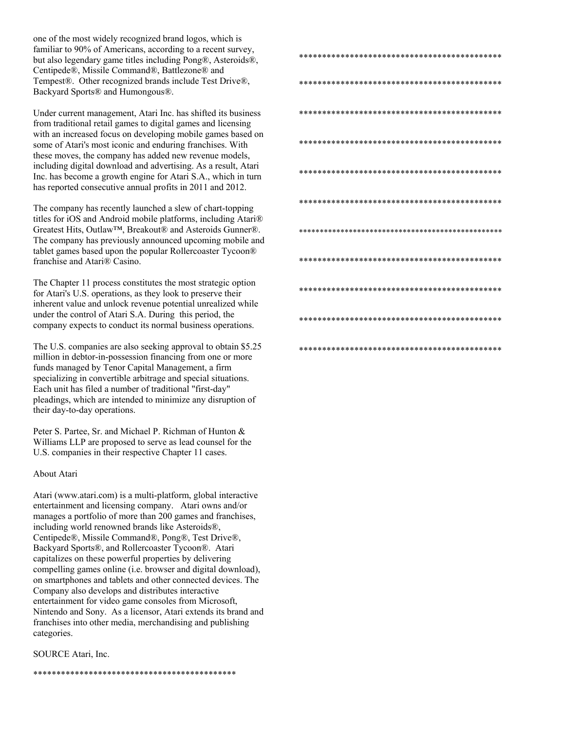one of the most widely recognized brand logos, which is familiar to 90% of Americans, according to a recent survey, but also legendary game titles including Pong®, Asteroids®, Centipede®, Missile Command®, Battlezone® and Tempest®. Other recognized brands include Test Drive®, Backyard Sports® and Humongous®.

Under current management, Atari Inc. has shifted its business from traditional retail games to digital games and licensing with an increased focus on developing mobile games based on some of Atari's most iconic and enduring franchises. With these moves, the company has added new revenue models, including digital download and advertising. As a result, Atari Inc. has become a growth engine for Atari S.A., which in turn has reported consecutive annual profits in 2011 and 2012.

The company has recently launched a slew of chart-topping titles for iOS and Android mobile platforms, including Atari® Greatest Hits, Outlaw™, Breakout® and Asteroids Gunner®. The company has previously announced upcoming mobile and tablet games based upon the popular Rollercoaster Tycoon® franchise and Atari® Casino.

The Chapter 11 process constitutes the most strategic option for Atari's U.S. operations, as they look to preserve their inherent value and unlock revenue potential unrealized while under the control of Atari S.A. During this period, the company expects to conduct its normal business operations.

The U.S. companies are also seeking approval to obtain $5.25 million in debtor-in-possession financing from one or more funds managed by Tenor Capital Management, a firm specializing in convertible arbitrage and special situations. Each unit has filed a number of traditional "first-day" pleadings, which are intended to minimize any disruption of their day-to-day operations.

Peter S. Partee, Sr. and Michael P. Richman of Hunton & Williams LLP are proposed to serve as lead counsel for the U.S. companies in their respective Chapter 11 cases.

About Atari

Atari (www.atari.com) is a multi-platform, global interactive entertainment and licensing company. Atari owns and/or manages a portfolio of more than 200 games and franchises, including world renowned brands like Asteroids®, Centipede®, Missile Command®, Pong®, Test Drive®, Backyard Sports®, and Rollercoaster Tycoon®. Atari capitalizes on these powerful properties by delivering compelling games online (i.e. browser and digital download), on smartphones and tablets and other connected devices. The Company also develops and distributes interactive entertainment for video game consoles from Microsoft, Nintendo and Sony. As a licensor, Atari extends its brand and franchises into other media, merchandising and publishing categories.

SOURCE Atari, Inc.

*********************************************

*********************************************

*********************************************

*********************************************

*********************************************

*********************************************

*********************************************

*********************************************

*********************************************

*********************************************

*********************************************

*********************************************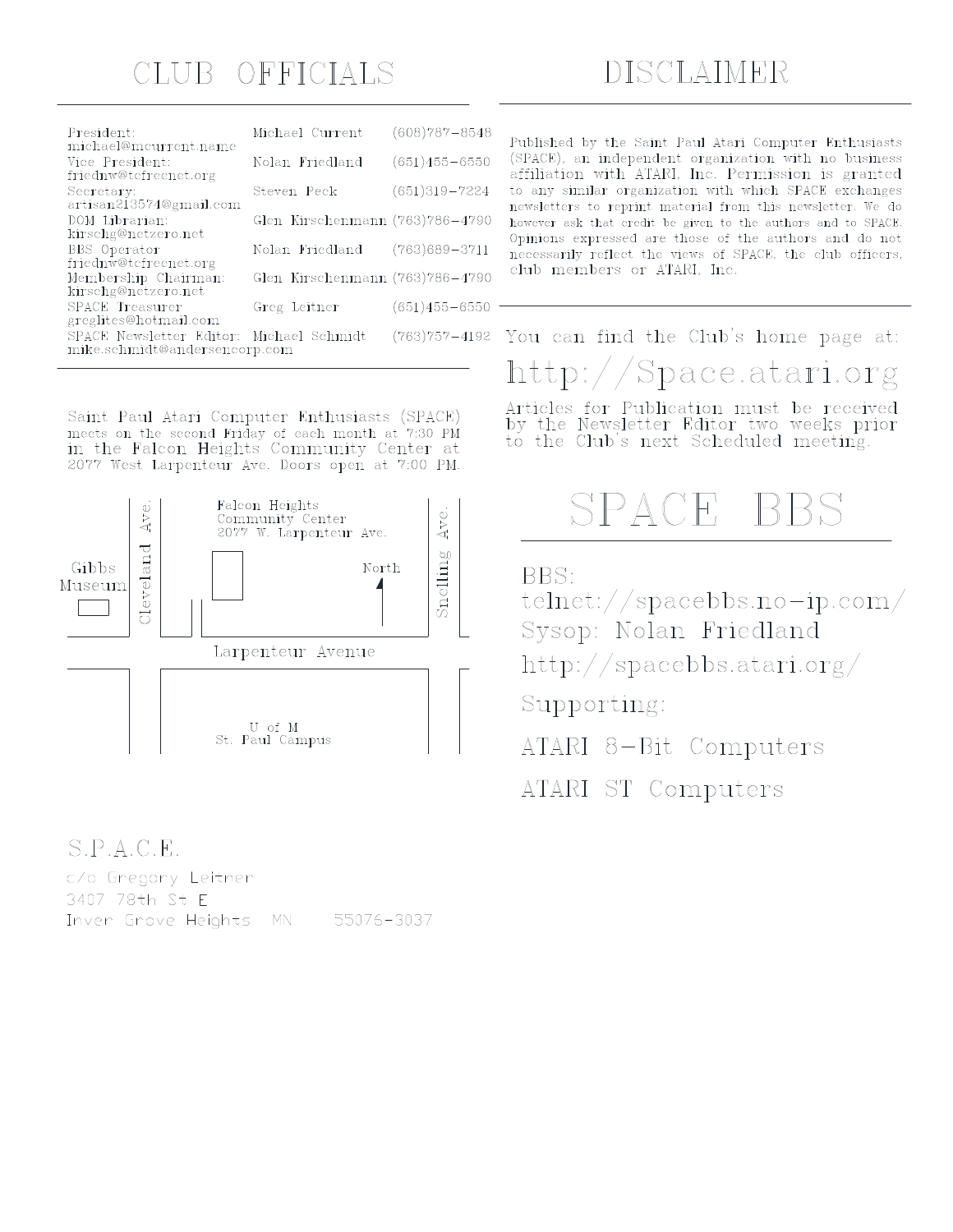# CLUB OFFICIALS

| | | |
|---|---|---|
| President: michael@mcurrent.name | Michael Current | (608)787-8548 |
| Vice President: friednw@tcfreenet.org | Nolan Friedland | (651)455-6550 |
| Secretary: artisan213574@gmail.com | Steven Peck | (651)319-7224 |
| DOM Librarian: kirschg@netzero.net | Glen Kirschenmann | (763)786-4790 |
| BBS Operator friednw@tcfreenet.org | Nolan Friedland | (763)689-3711 |
| Membership Chairman: kirschg@netzero.net | Glen Kirschenmann | (763)786-4790 |
| SPACE Treasurer greglites@hotmail.com | Greg Leitner | (651)455-6550 |
| SPACE Newsletter Editor: mike.schmidt@andersencorp.com | Michael Schmidt | (763)757-4192 |

Saint Paul Atari Computer Enthusiasts (SPACE) meets on the second Friday of each month at 7:30 PM in the Falcon Heights Community Center at 2077 West Larpenteur Ave. Doors open at 7:00 PM.

Falcon Heights Community Center
2077 W. Larpenteur Ave.

Gibbs Museum
Cleveland Ave.
North
Snelling Ave.
Larpenteur Avenue
U of M
St. Paul Campus

S.P.A.C.E.
c/o Gregory Leitner
3407 78th St E
Inver Grove Heights MN 55076-3037

# DISCLAIMER

Published by the Saint Paul Atari Computer Enthusiasts (SPACE), an independent organization with no business affiliation with ATARI, Inc. Permission is granted to any similar organization with which SPACE exchanges newsletters to reprint material from this newsletter. We do however ask that credit be given to the authors and to SPACE. Opinions expressed are those of the authors and do not necessarily reflect the views of SPACE, the club officers, club members or ATARI, Inc.

You can find the Club's home page at:
http://Space.atari.org

Articles for Publication must be received by the Newsletter Editor two weeks prior to the Club's next Scheduled meeting.

# SPACE BBS

BBS:
telnet://spacebbs.no-ip.com/
Sysop: Nolan Friedland
http://spacebbs.atari.org/

Supporting:

ATARI 8-Bit Computers

ATARI ST Computers